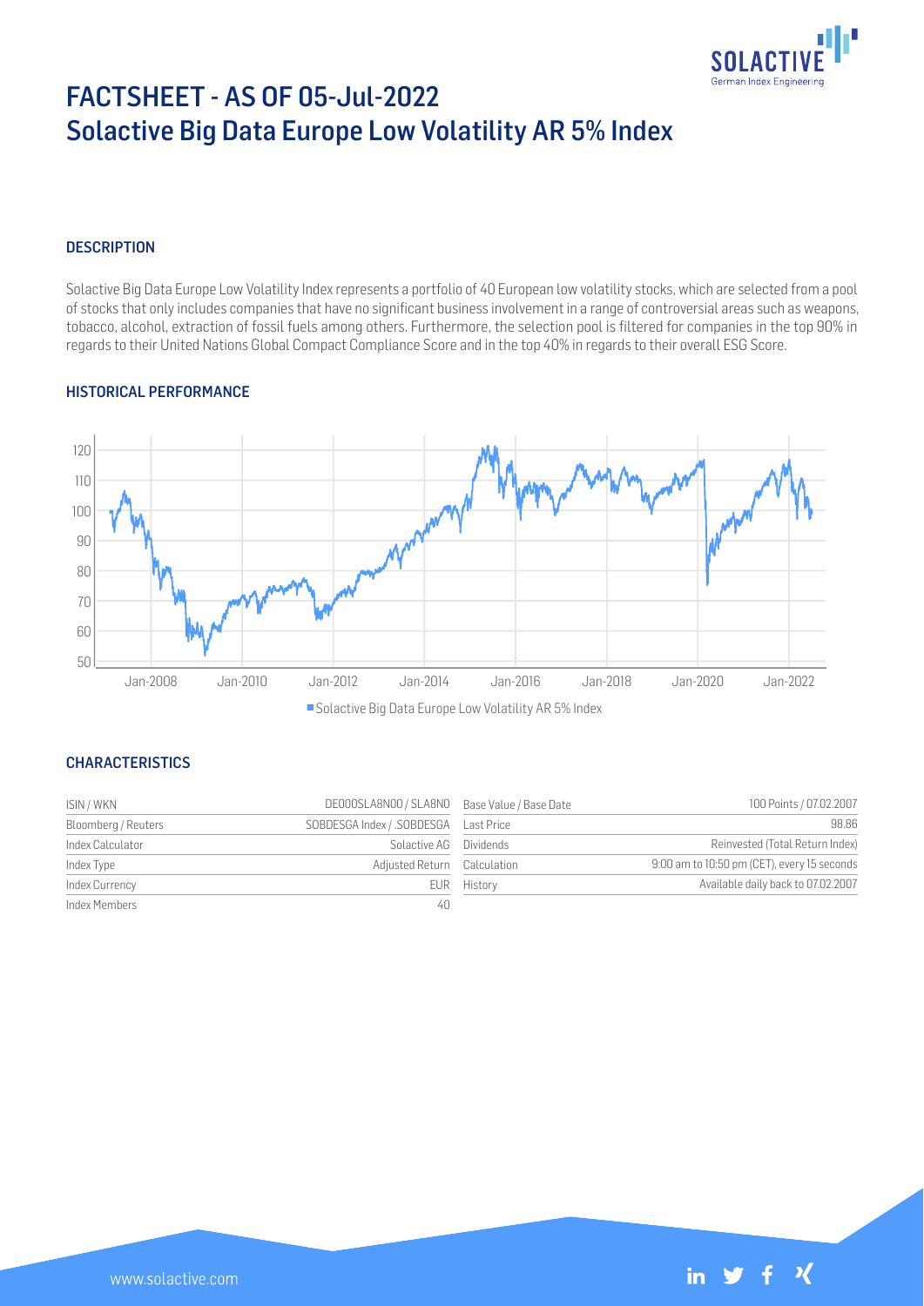# FACTSHEET - AS OF 05-Jul-2022
## Solactive Big Data Europe Low Volatility AR 5% Index

### DESCRIPTION

Solactive Big Data Europe Low Volatility Index represents a portfolio of 40 European low volatility stocks, which are selected from a pool of stocks that only includes companies that have no significant business involvement in a range of controversial areas such as weapons, tobacco, alcohol, extraction of fossil fuels among others. Furthermore, the selection pool is filtered for companies in the top 90% in regards to their United Nations Global Compact Compliance Score and in the top 40% in regards to their overall ESG Score.

### HISTORICAL PERFORMANCE

Solactive Big Data Europe Low Volatility AR 5% Index

### CHARACTERISTICS

| | | | |
|---|---|---|---|
| ISIN / WKN | DE000SLA8N00 / SLA8N0 | Base Value / Base Date | 100 Points / 07.02.2007 |
| Bloomberg / Reuters | SOBDESGA Index / .SOBDESGA | Last Price | 98.86 |
| Index Calculator | Solactive AG | Dividends | Reinvested (Total Return Index) |
| Index Type | Adjusted Return | Calculation | 9:00 am to 10:50 pm (CET), every 15 seconds |
| Index Currency | EUR | History | Available daily back to 07.02.2007 |
| Index Members | 40 | | |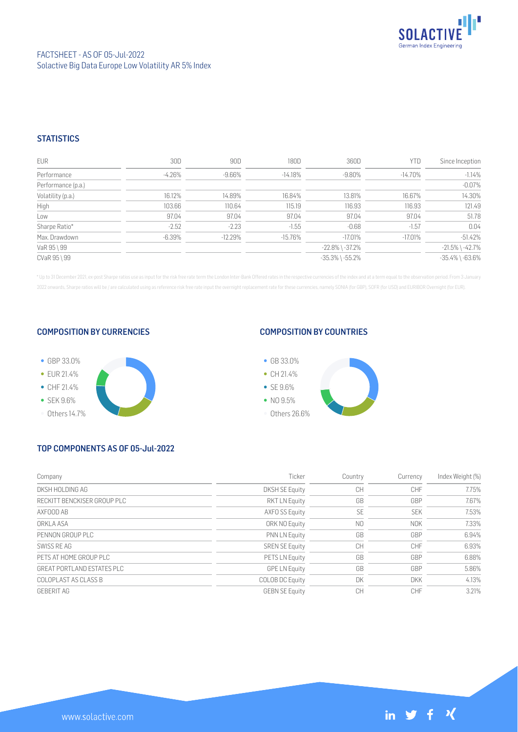FACTSHEET - AS OF 05-Jul-2022
Solactive Big Data Europe Low Volatility AR 5% Index

## STATISTICS

| EUR | 30D | 90D | 180D | 360D | YTD | Since Inception |
|---|---|---|---|---|---|---|
| Performance | -4.26% | -9.66% | -14.18% | -9.80% | -14.70% | -1.14% |
| Performance (p.a.) | | | | | | -0.07% |
| Volatility (p.a.) | 16.12% | 14.89% | 16.84% | 13.81% | 16.67% | 14.30% |
| High | 103.66 | 110.64 | 115.19 | 116.93 | 116.93 | 121.49 |
| Low | 97.04 | 97.04 | 97.04 | 97.04 | 97.04 | 51.78 |
| Sharpe Ratio* | -2.52 | -2.23 | -1.55 | -0.68 | -1.57 | 0.04 |
| Max. Drawdown | -6.39% | -12.29% | -15.76% | -17.01% | -17.01% | -51.42% |
| VaR 95 \ 99 | | | | -22.8% \ -37.2% | | -21.5% \ -42.7% |
| CVaR 95 \ 99 | | | | -35.3% \ -55.2% | | -35.4% \ -63.6% |

\* Up to 31 December 2021, ex-post Sharpe ratios use as input for the risk free rate term the London Inter-Bank Offered rates in the respective currencies of the index and at a term equal to the observation period. From 3 January 2022 onwards, Sharpe ratios will be / are calculated using as reference risk free rate input the overnight replacement rate for these currencies, namely SONIA (for GBP), SOFR (for USD) and EURIBOR Overnight (for EUR).

## COMPOSITION BY CURRENCIES

- GBP 33.0%
- EUR 21.4%
- CHF 21.4%
- SEK 9.6%
- Others 14.7%

## COMPOSITION BY COUNTRIES

- GB 33.0%
- CH 21.4%
- SE 9.6%
- NO 9.5%
- Others 26.6%

## TOP COMPONENTS AS OF 05-Jul-2022

| Company | Ticker | Country | Currency | Index Weight (%) |
|---|---|---|---|---|
| DKSH HOLDING AG | DKSH SE Equity | CH | CHF | 7.75% |
| RECKITT BENCKISER GROUP PLC | RKT LN Equity | GB | GBP | 7.67% |
| AXFOOD AB | AXFO SS Equity | SE | SEK | 7.53% |
| ORKLA ASA | ORK NO Equity | NO | NOK | 7.33% |
| PENNON GROUP PLC | PNN LN Equity | GB | GBP | 6.94% |
| SWISS RE AG | SREN SE Equity | CH | CHF | 6.93% |
| PETS AT HOME GROUP PLC | PETS LN Equity | GB | GBP | 6.88% |
| GREAT PORTLAND ESTATES PLC | GPE LN Equity | GB | GBP | 5.86% |
| COLOPLAST AS CLASS B | COLOB DC Equity | DK | DKK | 4.13% |
| GEBERIT AG | GEBN SE Equity | CH | CHF | 3.21% |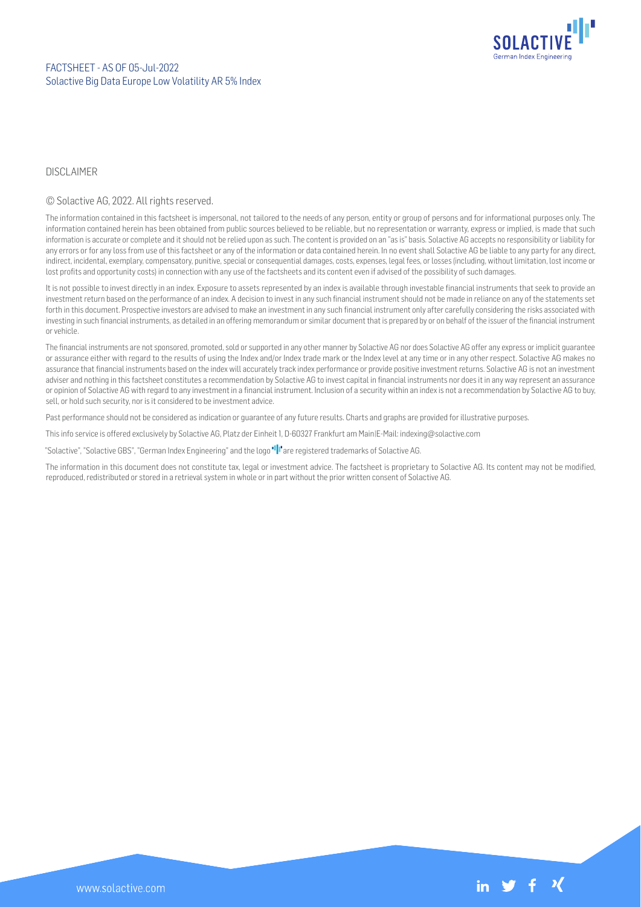DISCLAIMER

© Solactive AG, 2022. All rights reserved.

The information contained in this factsheet is impersonal, not tailored to the needs of any person, entity or group of persons and for informational purposes only. The information contained herein has been obtained from public sources believed to be reliable, but no representation or warranty, express or implied, is made that such information is accurate or complete and it should not be relied upon as such. The content is provided on an "as is" basis. Solactive AG accepts no responsibility or liability for any errors or for any loss from use of this factsheet or any of the information or data contained herein. In no event shall Solactive AG be liable to any party for any direct, indirect, incidental, exemplary, compensatory, punitive, special or consequential damages, costs, expenses, legal fees, or losses (including, without limitation, lost income or lost profits and opportunity costs) in connection with any use of the factsheets and its content even if advised of the possibility of such damages.

It is not possible to invest directly in an index. Exposure to assets represented by an index is available through investable financial instruments that seek to provide an investment return based on the performance of an index. A decision to invest in any such financial instrument should not be made in reliance on any of the statements set forth in this document. Prospective investors are advised to make an investment in any such financial instrument only after carefully considering the risks associated with investing in such financial instruments, as detailed in an offering memorandum or similar document that is prepared by or on behalf of the issuer of the financial instrument or vehicle.

The financial instruments are not sponsored, promoted, sold or supported in any other manner by Solactive AG nor does Solactive AG offer any express or implicit guarantee or assurance either with regard to the results of using the Index and/or Index trade mark or the Index level at any time or in any other respect. Solactive AG makes no assurance that financial instruments based on the index will accurately track index performance or provide positive investment returns. Solactive AG is not an investment adviser and nothing in this factsheet constitutes a recommendation by Solactive AG to invest capital in financial instruments nor does it in any way represent an assurance or opinion of Solactive AG with regard to any investment in a financial instrument. Inclusion of a security within an index is not a recommendation by Solactive AG to buy, sell, or hold such security, nor is it considered to be investment advice.

Past performance should not be considered as indication or guarantee of any future results. Charts and graphs are provided for illustrative purposes.

This info service is offered exclusively by Solactive AG, Platz der Einheit 1, D-60327 Frankfurt am Main|E-Mail: indexing@solactive.com

"Solactive", "Solactive GBS", "German Index Engineering" and the logo are registered trademarks of Solactive AG.

The information in this document does not constitute tax, legal or investment advice. The factsheet is proprietary to Solactive AG. Its content may not be modified, reproduced, redistributed or stored in a retrieval system in whole or in part without the prior written consent of Solactive AG.